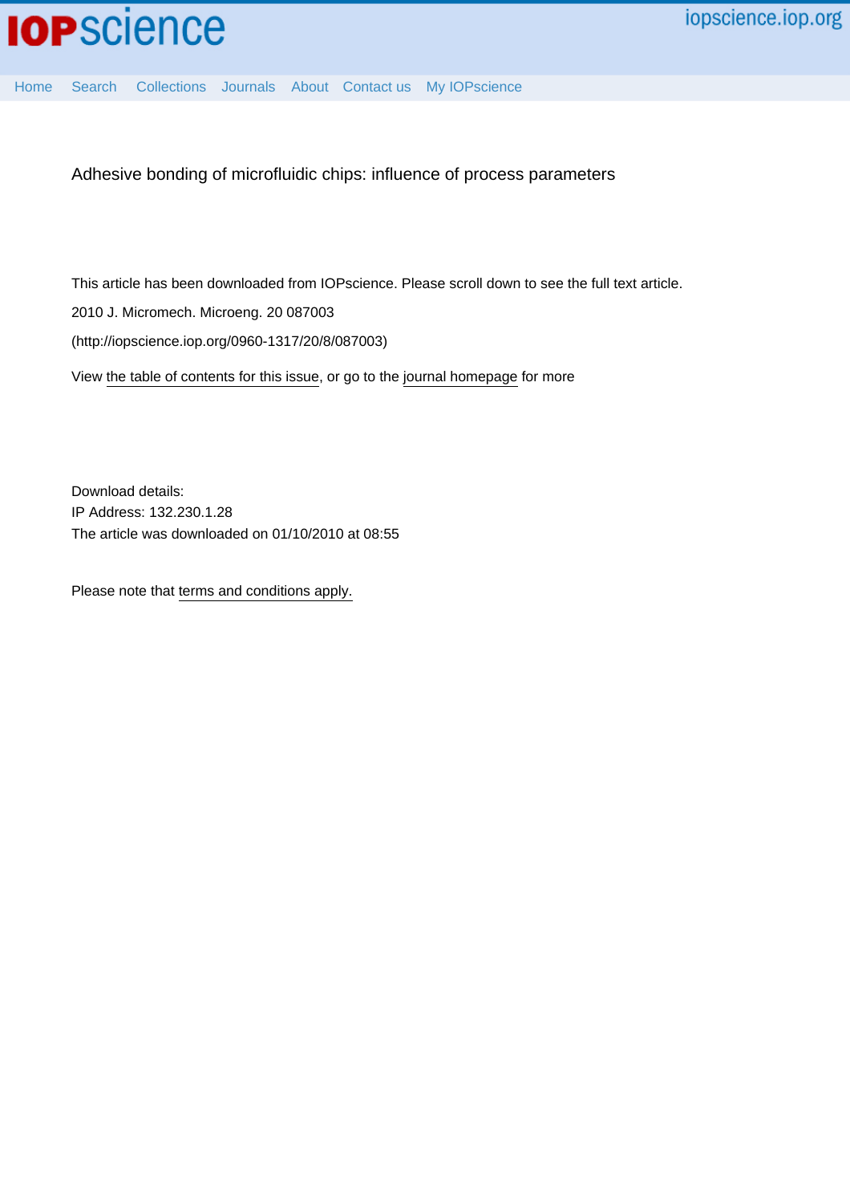# Adhesive bonding of microfluidic chips: influence of process parameters

This article has been downloaded from IOPscience. Please scroll down to see the full text article.

2010 J. Micromech. Microeng. 20 087003

(http://iopscience.iop.org/0960-1317/20/8/087003)

View the table of contents for this issue, or go to the journal homepage for more

Download details:
IP Address: 132.230.1.28
The article was downloaded on 01/10/2010 at 08:55

Please note that terms and conditions apply.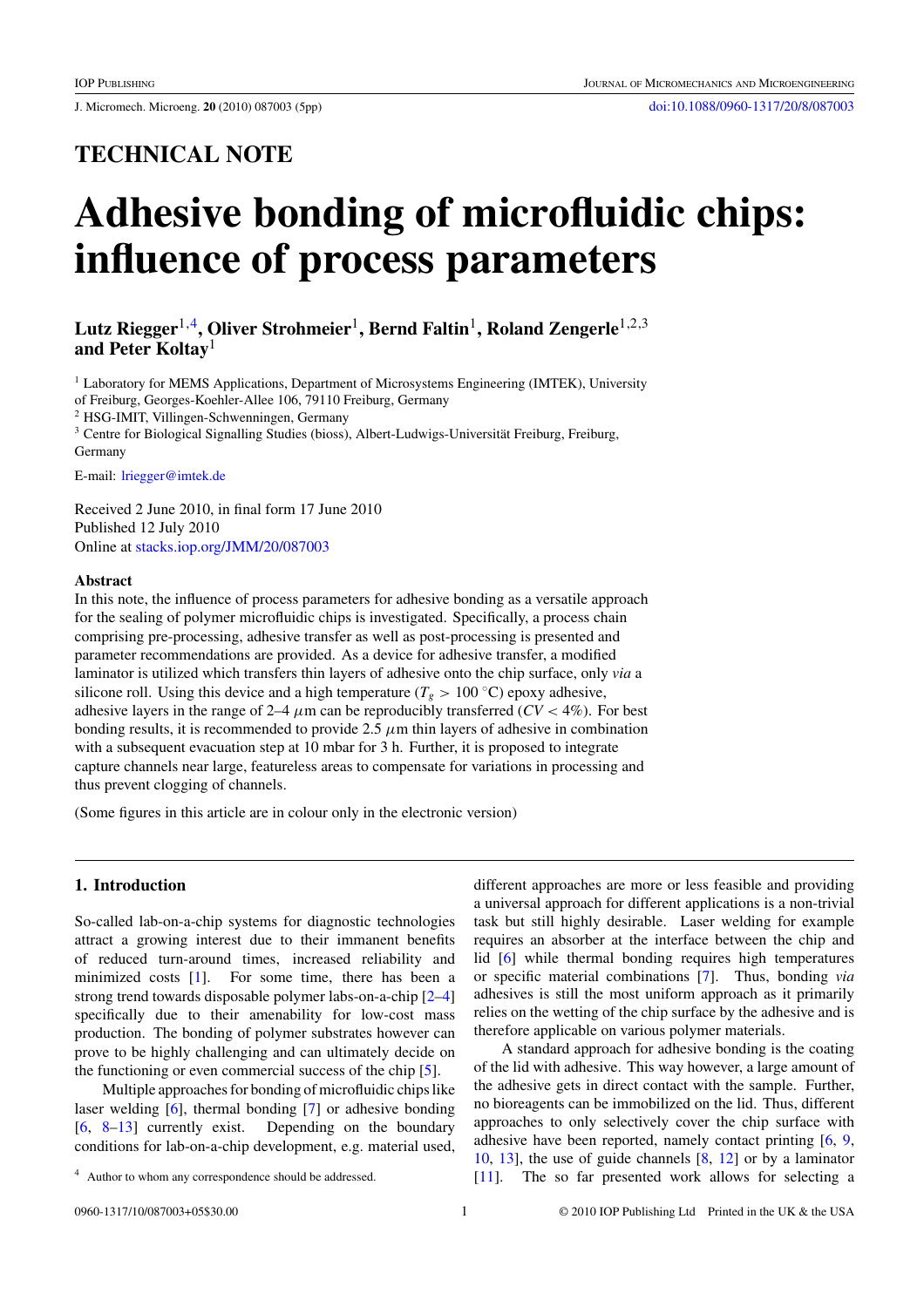TECHNICAL NOTE

# Adhesive bonding of microfluidic chips: influence of process parameters

**Lutz Riegger[1,4], Oliver Strohmeier[1], Bernd Faltin[1], Roland Zengerle[1,2,3] and Peter Koltay[1]**

[1] Laboratory for MEMS Applications, Department of Microsystems Engineering (IMTEK), University of Freiburg, Georges-Koehler-Allee 106, 79110 Freiburg, Germany

[2] HSG-IMIT, Villingen-Schwenningen, Germany

[3] Centre for Biological Signalling Studies (bioss), Albert-Ludwigs-Universität Freiburg, Freiburg, Germany

E-mail: lriegger@imtek.de

Received 2 June 2010, in final form 17 June 2010
Published 12 July 2010
Online at stacks.iop.org/JMM/20/087003

### Abstract

In this note, the influence of process parameters for adhesive bonding as a versatile approach for the sealing of polymer microfluidic chips is investigated. Specifically, a process chain comprising pre-processing, adhesive transfer as well as post-processing is presented and parameter recommendations are provided. As a device for adhesive transfer, a modified laminator is utilized which transfers thin layers of adhesive onto the chip surface, only *via* a silicone roll. Using this device and a high temperature ($T_g$ > 100 °C) epoxy adhesive, adhesive layers in the range of 2–4 $\mu$m can be reproducibly transferred ($CV$ < 4%). For best bonding results, it is recommended to provide 2.5 $\mu$m thin layers of adhesive in combination with a subsequent evacuation step at 10 mbar for 3 h. Further, it is proposed to integrate capture channels near large, featureless areas to compensate for variations in processing and thus prevent clogging of channels.

(Some figures in this article are in colour only in the electronic version)

## 1. Introduction

So-called lab-on-a-chip systems for diagnostic technologies attract a growing interest due to their immanent benefits of reduced turn-around times, increased reliability and minimized costs [1]. For some time, there has been a strong trend towards disposable polymer labs-on-a-chip [2–4] specifically due to their amenability for low-cost mass production. The bonding of polymer substrates however can prove to be highly challenging and can ultimately decide on the functioning or even commercial success of the chip [5].

Multiple approaches for bonding of microfluidic chips like laser welding [6], thermal bonding [7] or adhesive bonding [6, 8–13] currently exist. Depending on the boundary conditions for lab-on-a-chip development, e.g. material used, different approaches are more or less feasible and providing a universal approach for different applications is a non-trivial task but still highly desirable. Laser welding for example requires an absorber at the interface between the chip and lid [6] while thermal bonding requires high temperatures or specific material combinations [7]. Thus, bonding *via* adhesives is still the most uniform approach as it primarily relies on the wetting of the chip surface by the adhesive and is therefore applicable on various polymer materials.

A standard approach for adhesive bonding is the coating of the lid with adhesive. This way however, a large amount of the adhesive gets in direct contact with the sample. Further, no bioreagents can be immobilized on the lid. Thus, different approaches to only selectively cover the chip surface with adhesive have been reported, namely contact printing [6, 9, 10, 13], the use of guide channels [8, 12] or by a laminator [11]. The so far presented work allows for selecting a

[4] Author to whom any correspondence should be addressed.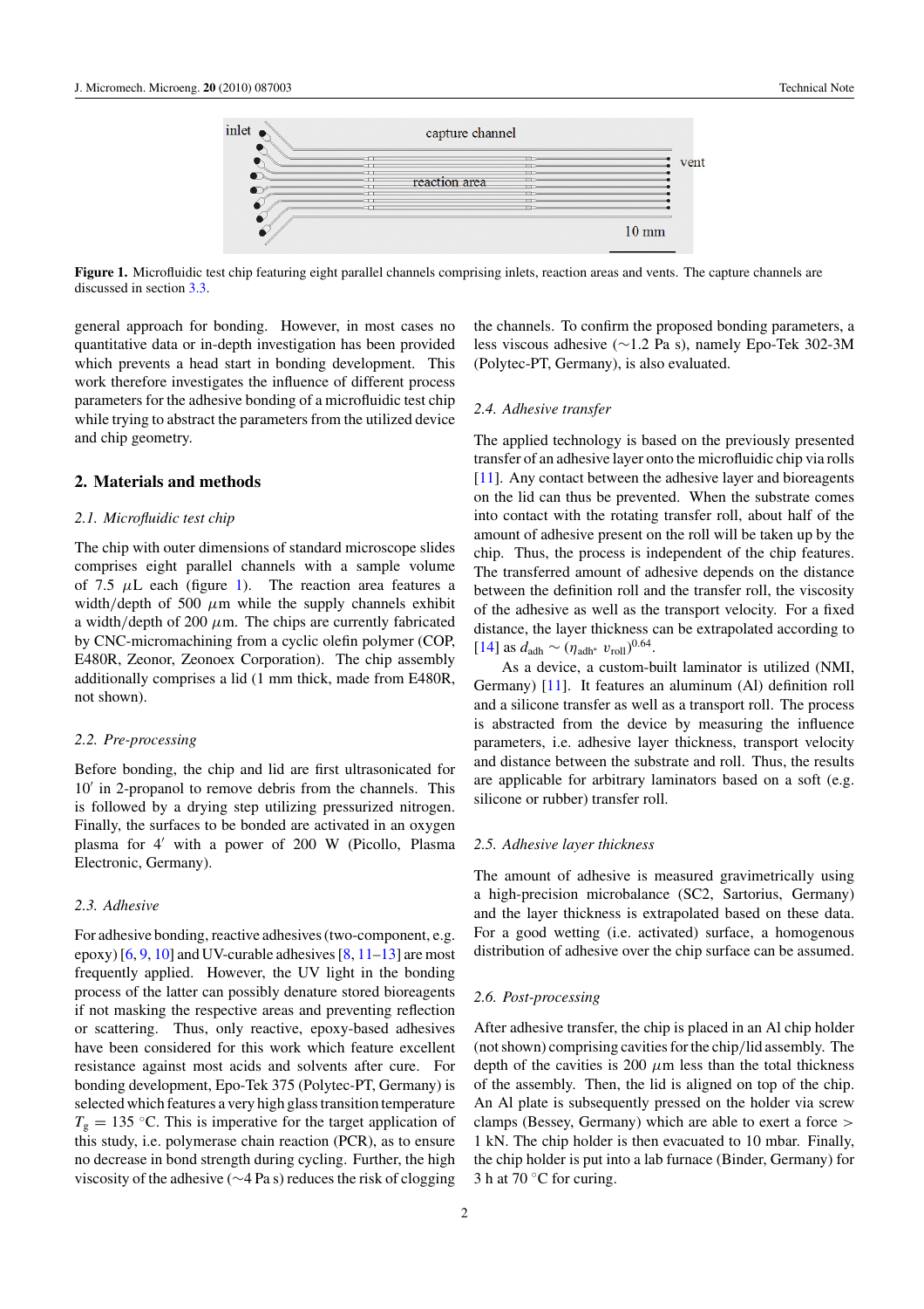Figure 1. Microfluidic test chip featuring eight parallel channels comprising inlets, reaction areas and vents. The capture channels are discussed in section 3.3.

general approach for bonding. However, in most cases no quantitative data or in-depth investigation has been provided which prevents a head start in bonding development. This work therefore investigates the influence of different process parameters for the adhesive bonding of a microfluidic test chip while trying to abstract the parameters from the utilized device and chip geometry.

## 2. Materials and methods

### 2.1. Microfluidic test chip

The chip with outer dimensions of standard microscope slides comprises eight parallel channels with a sample volume of 7.5 $\mu$L each (figure 1). The reaction area features a width/depth of 500 $\mu$m while the supply channels exhibit a width/depth of 200 $\mu$m. The chips are currently fabricated by CNC-micromachining from a cyclic olefin polymer (COP, E480R, Zeonor, Zeonoex Corporation). The chip assembly additionally comprises a lid (1 mm thick, made from E480R, not shown).

### 2.2. Pre-processing

Before bonding, the chip and lid are first ultrasonicated for 10′ in 2-propanol to remove debris from the channels. This is followed by a drying step utilizing pressurized nitrogen. Finally, the surfaces to be bonded are activated in an oxygen plasma for 4′ with a power of 200 W (Picollo, Plasma Electronic, Germany).

### 2.3. Adhesive

For adhesive bonding, reactive adhesives (two-component, e.g. epoxy) [6, 9, 10] and UV-curable adhesives [8, 11–13] are most frequently applied. However, the UV light in the bonding process of the latter can possibly denature stored bioreagents if not masking the respective areas and preventing reflection or scattering. Thus, only reactive, epoxy-based adhesives have been considered for this work which feature excellent resistance against most acids and solvents after cure. For bonding development, Epo-Tek 375 (Polytec-PT, Germany) is selected which features a very high glass transition temperature $T_g$ = 135 °C. This is imperative for the target application of this study, i.e. polymerase chain reaction (PCR), as to ensure no decrease in bond strength during cycling. Further, the high viscosity of the adhesive (~4 Pa s) reduces the risk of clogging the channels. To confirm the proposed bonding parameters, a less viscous adhesive (~1.2 Pa s), namely Epo-Tek 302-3M (Polytec-PT, Germany), is also evaluated.

### 2.4. Adhesive transfer

The applied technology is based on the previously presented transfer of an adhesive layer onto the microfluidic chip via rolls [11]. Any contact between the adhesive layer and bioreagents on the lid can thus be prevented. When the substrate comes into contact with the rotating transfer roll, about half of the amount of adhesive present on the roll will be taken up by the chip. Thus, the process is independent of the chip features. The transferred amount of adhesive depends on the distance between the definition roll and the transfer roll, the viscosity of the adhesive as well as the transport velocity. For a fixed distance, the layer thickness can be extrapolated according to [14] as $d_{adh} \sim (\eta_{adh^*}\ v_{roll})^{0.64}$.

As a device, a custom-built laminator is utilized (NMI, Germany) [11]. It features an aluminum (Al) definition roll and a silicone transfer as well as a transport roll. The process is abstracted from the device by measuring the influence parameters, i.e. adhesive layer thickness, transport velocity and distance between the substrate and roll. Thus, the results are applicable for arbitrary laminators based on a soft (e.g. silicone or rubber) transfer roll.

### 2.5. Adhesive layer thickness

The amount of adhesive is measured gravimetrically using a high-precision microbalance (SC2, Sartorius, Germany) and the layer thickness is extrapolated based on these data. For a good wetting (i.e. activated) surface, a homogenous distribution of adhesive over the chip surface can be assumed.

### 2.6. Post-processing

After adhesive transfer, the chip is placed in an Al chip holder (not shown) comprising cavities for the chip/lid assembly. The depth of the cavities is 200 $\mu$m less than the total thickness of the assembly. Then, the lid is aligned on top of the chip. An Al plate is subsequently pressed on the holder via screw clamps (Bessey, Germany) which are able to exert a force > 1 kN. The chip holder is then evacuated to 10 mbar. Finally, the chip holder is put into a lab furnace (Binder, Germany) for 3 h at 70 °C for curing.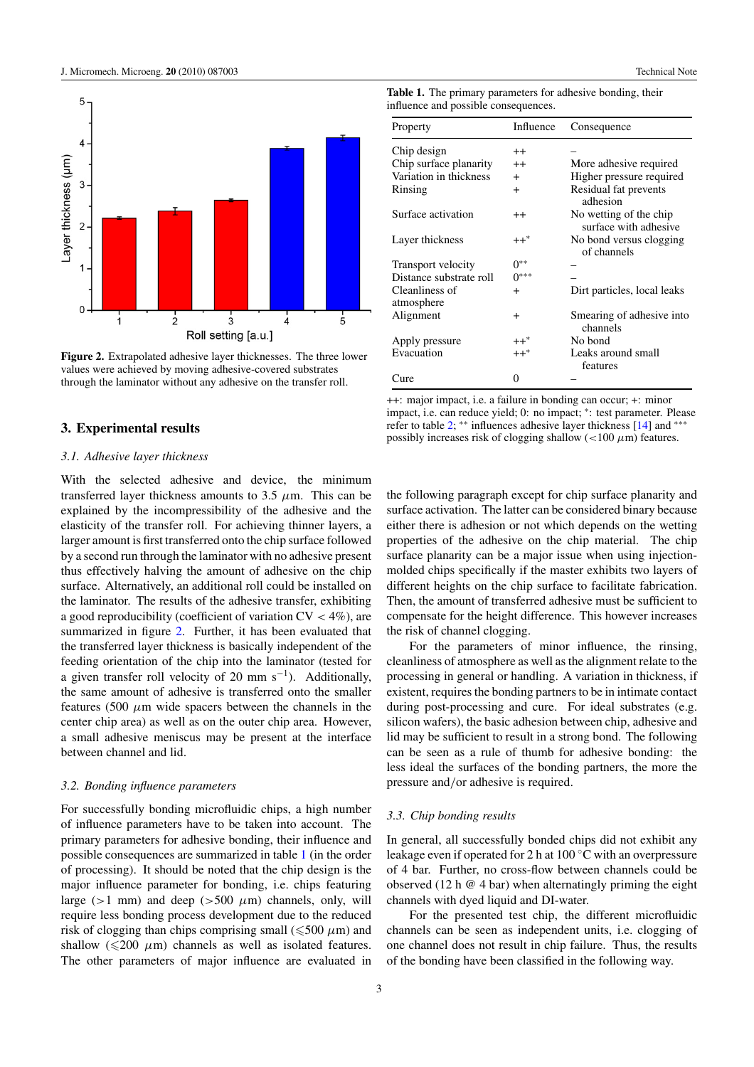Figure 2. Extrapolated adhesive layer thicknesses. The three lower values were achieved by moving adhesive-covered substrates through the laminator without any adhesive on the transfer roll.

## 3. Experimental results

### 3.1. Adhesive layer thickness

With the selected adhesive and device, the minimum transferred layer thickness amounts to 3.5 $\mu$m. This can be explained by the incompressibility of the adhesive and the elasticity of the transfer roll. For achieving thinner layers, a larger amount is first transferred onto the chip surface followed by a second run through the laminator with no adhesive present thus effectively halving the amount of adhesive on the chip surface. Alternatively, an additional roll could be installed on the laminator. The results of the adhesive transfer, exhibiting a good reproducibility (coefficient of variation CV < 4%), are summarized in figure 2. Further, it has been evaluated that the transferred layer thickness is basically independent of the feeding orientation of the chip into the laminator (tested for a given transfer roll velocity of 20 mm $s^{-1}$). Additionally, the same amount of adhesive is transferred onto the smaller features (500 $\mu$m wide spacers between the channels in the center chip area) as well as on the outer chip area. However, a small adhesive meniscus may be present at the interface between channel and lid.

### 3.2. Bonding influence parameters

For successfully bonding microfluidic chips, a high number of influence parameters have to be taken into account. The primary parameters for adhesive bonding, their influence and possible consequences are summarized in table 1 (in the order of processing). It should be noted that the chip design is the major influence parameter for bonding, i.e. chips featuring large (>1 mm) and deep (>500 $\mu$m) channels, only, will require less bonding process development due to the reduced risk of clogging than chips comprising small ($\leqslant$500 $\mu$m) and shallow ($\leqslant$200 $\mu$m) channels as well as isolated features. The other parameters of major influence are evaluated in the following paragraph except for chip surface planarity and surface activation. The latter can be considered binary because either there is adhesion or not which depends on the wetting properties of the adhesive on the chip material. The chip surface planarity can be a major issue when using injection-molded chips specifically if the master exhibits two layers of different heights on the chip surface to facilitate fabrication. Then, the amount of transferred adhesive must be sufficient to compensate for the height difference. This however increases the risk of channel clogging.

For the parameters of minor influence, the rinsing, cleanliness of atmosphere as well as the alignment relate to the processing in general or handling. A variation in thickness, if existent, requires the bonding partners to be in intimate contact during post-processing and cure. For ideal substrates (e.g. silicon wafers), the basic adhesion between chip, adhesive and lid may be sufficient to result in a strong bond. The following can be seen as a rule of thumb for adhesive bonding: the less ideal the surfaces of the bonding partners, the more the pressure and/or adhesive is required.

Table 1. The primary parameters for adhesive bonding, their influence and possible consequences.

| Property | Influence | Consequence |
|---|---|---|
| Chip design | ++ | – |
| Chip surface planarity | ++ | More adhesive required |
| Variation in thickness | + | Higher pressure required |
| Rinsing | + | Residual fat prevents adhesion |
| Surface activation | ++ | No wetting of the chip surface with adhesive |
| Layer thickness | ++* | No bond versus clogging of channels |
| Transport velocity | 0** | – |
| Distance substrate roll | 0*** | – |
| Cleanliness of atmosphere | + | Dirt particles, local leaks |
| Alignment | + | Smearing of adhesive into channels |
| Apply pressure | ++* | No bond |
| Evacuation | ++* | Leaks around small features |
| Cure | 0 | – |

++: major impact, i.e. a failure in bonding can occur; +: minor impact, i.e. can reduce yield; 0: no impact; *: test parameter. Please refer to table 2; ** influences adhesive layer thickness [14] and *** possibly increases risk of clogging shallow (<100 $\mu$m) features.

### 3.3. Chip bonding results

In general, all successfully bonded chips did not exhibit any leakage even if operated for 2 h at 100 °C with an overpressure of 4 bar. Further, no cross-flow between channels could be observed (12 h @ 4 bar) when alternatingly priming the eight channels with dyed liquid and DI-water.

For the presented test chip, the different microfluidic channels can be seen as independent units, i.e. clogging of one channel does not result in chip failure. Thus, the results of the bonding have been classified in the following way.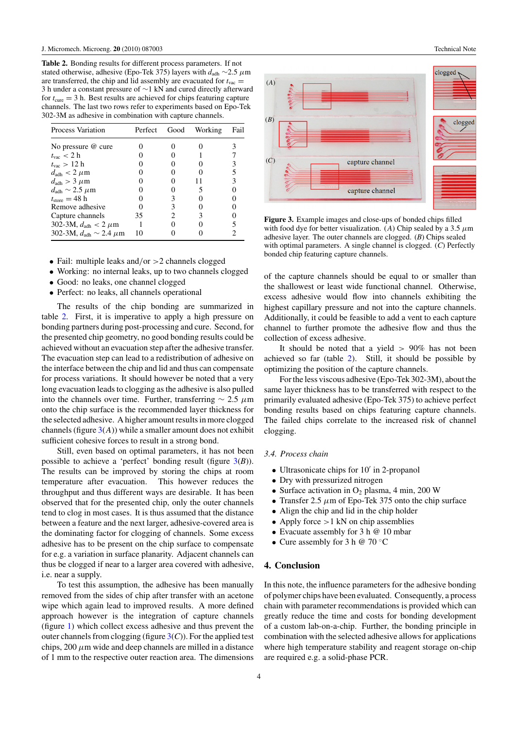**Table 2.** Bonding results for different process parameters. If not stated otherwise, adhesive (Epo-Tek 375) layers with $d_{adh}$ ∼2.5 $\mu$m are transferred, the chip and lid assembly are evacuated for $t_{vac}$ = 3 h under a constant pressure of ∼1 kN and cured directly afterward for $t_{cure}$ = 3 h. Best results are achieved for chips featuring capture channels. The last two rows refer to experiments based on Epo-Tek 302-3M as adhesive in combination with capture channels.

| Process Variation | Perfect | Good | Working | Fail |
|---|---|---|---|---|
| No pressure @ cure | 0 | 0 | 0 | 3 |
| $t_{vac}$ < 2 h | 0 | 0 | 1 | 7 |
| $t_{vac}$ > 12 h | 0 | 0 | 0 | 3 |
| $d_{adh}$ < 2 $\mu$m | 0 | 0 | 0 | 5 |
| $d_{adh}$ > 3 $\mu$m | 0 | 0 | 11 | 3 |
| $d_{adh}$ ∼ 2.5 $\mu$m | 0 | 0 | 5 | 0 |
| $t_{store}$ = 48 h | 0 | 3 | 0 | 0 |
| Remove adhesive | 0 | 3 | 0 | 0 |
| Capture channels | 35 | 2 | 3 | 0 |
| 302-3M, $d_{adh}$ < 2 $\mu$m | 1 | 0 | 0 | 5 |
| 302-3M, $d_{adh}$ ∼ 2.4 $\mu$m | 10 | 0 | 0 | 2 |

- Fail: multiple leaks and/or >2 channels clogged
- Working: no internal leaks, up to two channels clogged
- Good: no leaks, one channel clogged
- Perfect: no leaks, all channels operational

The results of the chip bonding are summarized in table 2. First, it is imperative to apply a high pressure on bonding partners during post-processing and cure. Second, for the presented chip geometry, no good bonding results could be achieved without an evacuation step after the adhesive transfer. The evacuation step can lead to a redistribution of adhesive on the interface between the chip and lid and thus can compensate for process variations. It should however be noted that a very long evacuation leads to clogging as the adhesive is also pulled into the channels over time. Further, transferring ∼ 2.5 $\mu$m onto the chip surface is the recommended layer thickness for the selected adhesive. A higher amount results in more clogged channels (figure 3(*A*)) while a smaller amount does not exhibit sufficient cohesive forces to result in a strong bond.

Still, even based on optimal parameters, it has not been possible to achieve a 'perfect' bonding result (figure 3(*B*)). The results can be improved by storing the chips at room temperature after evacuation. This however reduces the throughput and thus different ways are desirable. It has been observed that for the presented chip, only the outer channels tend to clog in most cases. It is thus assumed that the distance between a feature and the next larger, adhesive-covered area is the dominating factor for clogging of channels. Some excess adhesive has to be present on the chip surface to compensate for e.g. a variation in surface planarity. Adjacent channels can thus be clogged if near to a larger area covered with adhesive, i.e. near a supply.

To test this assumption, the adhesive has been manually removed from the sides of chip after transfer with an acetone wipe which again lead to improved results. A more defined approach however is the integration of capture channels (figure 1) which collect excess adhesive and thus prevent the outer channels from clogging (figure 3(*C*)). For the applied test chips, 200 $\mu$m wide and deep channels are milled in a distance of 1 mm to the respective outer reaction area. The dimensions of the capture channels should be equal to or smaller than the shallowest or least wide functional channel. Otherwise, excess adhesive would flow into channels exhibiting the highest capillary pressure and not into the capture channels. Additionally, it could be feasible to add a vent to each capture channel to further promote the adhesive flow and thus the collection of excess adhesive.

**Figure 3.** Example images and close-ups of bonded chips filled with food dye for better visualization. (*A*) Chip sealed by a 3.5 $\mu$m adhesive layer. The outer channels are clogged. (*B*) Chips sealed with optimal parameters. A single channel is clogged. (*C*) Perfectly bonded chip featuring capture channels.

It should be noted that a yield > 90% has not been achieved so far (table 2). Still, it should be possible by optimizing the position of the capture channels.

For the less viscous adhesive (Epo-Tek 302-3M), about the same layer thickness has to be transferred with respect to the primarily evaluated adhesive (Epo-Tek 375) to achieve perfect bonding results based on chips featuring capture channels. The failed chips correlate to the increased risk of channel clogging.

### 3.4. Process chain

- Ultrasonicate chips for 10′ in 2-propanol
- Dry with pressurized nitrogen
- Surface activation in $O_2$ plasma, 4 min, 200 W
- Transfer 2.5 $\mu$m of Epo-Tek 375 onto the chip surface
- Align the chip and lid in the chip holder
- Apply force >1 kN on chip assemblies
- Evacuate assembly for 3 h @ 10 mbar
- Cure assembly for 3 h @ 70 °C

## 4. Conclusion

In this note, the influence parameters for the adhesive bonding of polymer chips have been evaluated. Consequently, a process chain with parameter recommendations is provided which can greatly reduce the time and costs for bonding development of a custom lab-on-a-chip. Further, the bonding principle in combination with the selected adhesive allows for applications where high temperature stability and reagent storage on-chip are required e.g. a solid-phase PCR.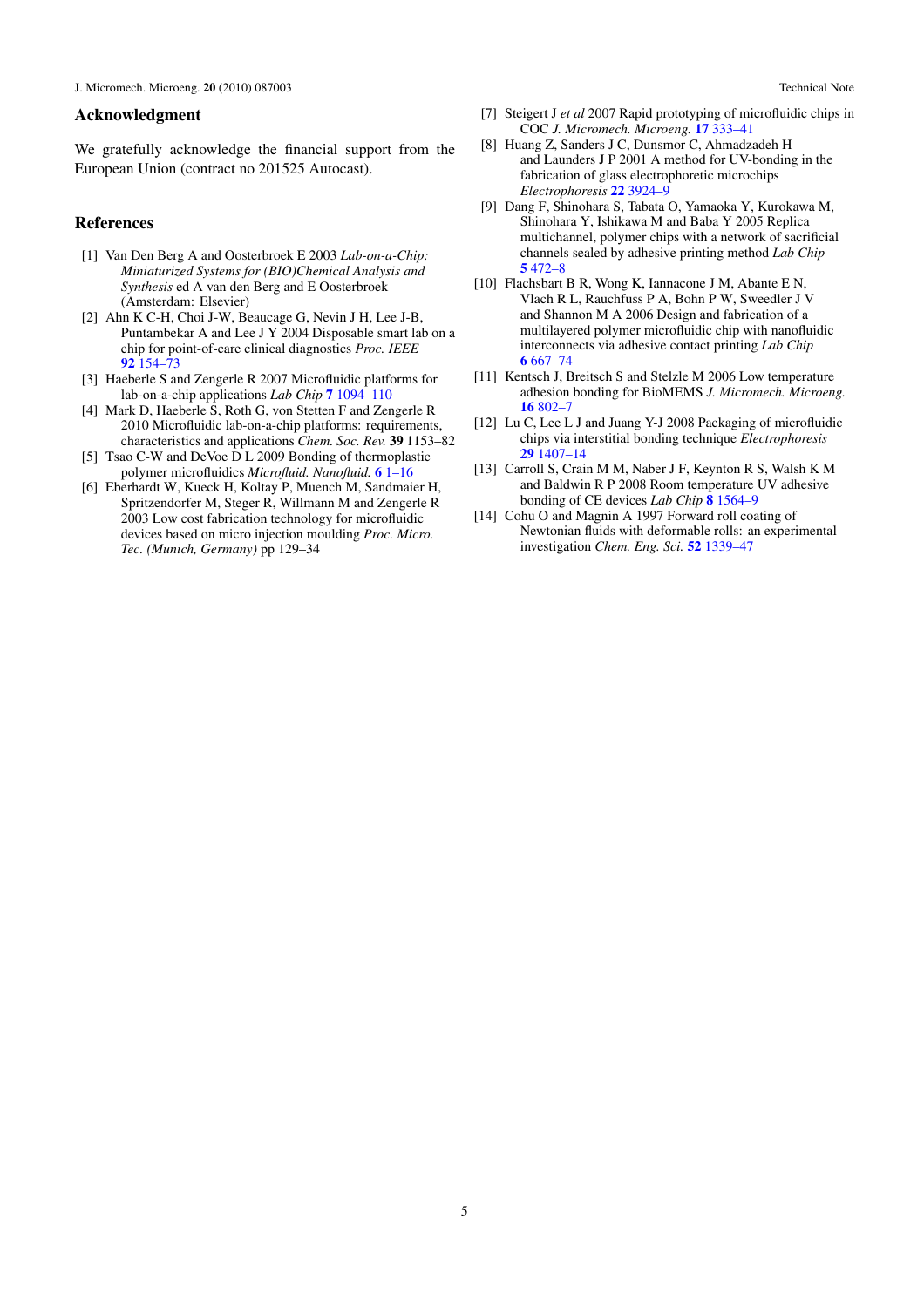## Acknowledgment

We gratefully acknowledge the financial support from the European Union (contract no 201525 Autocast).

## References

[1] Van Den Berg A and Oosterbroek E 2003 *Lab-on-a-Chip: Miniaturized Systems for (BIO)Chemical Analysis and Synthesis* ed A van den Berg and E Oosterbroek (Amsterdam: Elsevier)

[2] Ahn K C-H, Choi J-W, Beaucage G, Nevin J H, Lee J-B, Puntambekar A and Lee J Y 2004 Disposable smart lab on a chip for point-of-care clinical diagnostics *Proc. IEEE* **92** 154–73

[3] Haeberle S and Zengerle R 2007 Microfluidic platforms for lab-on-a-chip applications *Lab Chip* **7** 1094–110

[4] Mark D, Haeberle S, Roth G, von Stetten F and Zengerle R 2010 Microfluidic lab-on-a-chip platforms: requirements, characteristics and applications *Chem. Soc. Rev.* **39** 1153–82

[5] Tsao C-W and DeVoe D L 2009 Bonding of thermoplastic polymer microfluidics *Microfluid. Nanofluid.* **6** 1–16

[6] Eberhardt W, Kueck H, Koltay P, Muench M, Sandmaier H, Spritzendorfer M, Steger R, Willmann M and Zengerle R 2003 Low cost fabrication technology for microfluidic devices based on micro injection moulding *Proc. Micro. Tec. (Munich, Germany)* pp 129–34

[7] Steigert J *et al* 2007 Rapid prototyping of microfluidic chips in COC *J. Micromech. Microeng.* **17** 333–41

[8] Huang Z, Sanders J C, Dunsmor C, Ahmadzadeh H and Launders J P 2001 A method for UV-bonding in the fabrication of glass electrophoretic microchips *Electrophoresis* **22** 3924–9

[9] Dang F, Shinohara S, Tabata O, Yamaoka Y, Kurokawa M, Shinohara Y, Ishikawa M and Baba Y 2005 Replica multichannel, polymer chips with a network of sacrificial channels sealed by adhesive printing method *Lab Chip* **5** 472–8

[10] Flachsbart B R, Wong K, Iannacone J M, Abante E N, Vlach R L, Rauchfuss P A, Bohn P W, Sweedler J V and Shannon M A 2006 Design and fabrication of a multilayered polymer microfluidic chip with nanofluidic interconnects via adhesive contact printing *Lab Chip* **6** 667–74

[11] Kentsch J, Breitsch S and Stelzle M 2006 Low temperature adhesion bonding for BioMEMS *J. Micromech. Microeng.* **16** 802–7

[12] Lu C, Lee L J and Juang Y-J 2008 Packaging of microfluidic chips via interstitial bonding technique *Electrophoresis* **29** 1407–14

[13] Carroll S, Crain M M, Naber J F, Keynton R S, Walsh K M and Baldwin R P 2008 Room temperature UV adhesive bonding of CE devices *Lab Chip* **8** 1564–9

[14] Cohu O and Magnin A 1997 Forward roll coating of Newtonian fluids with deformable rolls: an experimental investigation *Chem. Eng. Sci.* **52** 1339–47